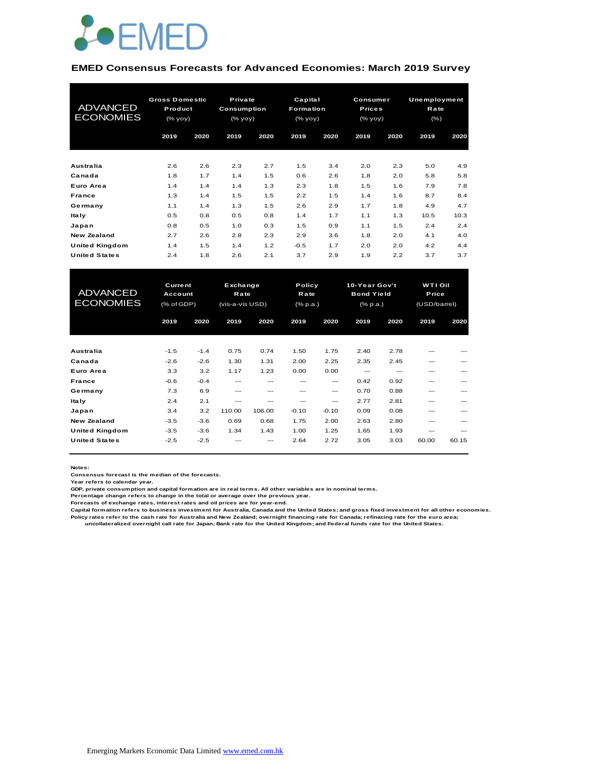EMED

## EMED Consensus Forecasts for Advanced Economies: March 2019 Survey

| ADVANCED ECONOMIES | Gross Domestic Product (% yoy) | | Private Consumption (% yoy) | | Capital Formation (% yoy) | | Consumer Prices (% yoy) | | Unemployment Rate (%) | |
|---|---|---|---|---|---|---|---|---|---|---|
| | 2019 | 2020 | 2019 | 2020 | 2019 | 2020 | 2019 | 2020 | 2019 | 2020 |
| Australia | 2.6 | 2.6 | 2.3 | 2.7 | 1.5 | 3.4 | 2.0 | 2.3 | 5.0 | 4.9 |
| Canada | 1.8 | 1.7 | 1.4 | 1.5 | 0.6 | 2.6 | 1.8 | 2.0 | 5.8 | 5.8 |
| Euro Area | 1.4 | 1.4 | 1.4 | 1.3 | 2.3 | 1.8 | 1.5 | 1.6 | 7.9 | 7.8 |
| France | 1.3 | 1.4 | 1.5 | 1.5 | 2.2 | 1.5 | 1.4 | 1.6 | 8.7 | 8.4 |
| Germany | 1.1 | 1.4 | 1.3 | 1.5 | 2.6 | 2.9 | 1.7 | 1.8 | 4.9 | 4.7 |
| Italy | 0.5 | 0.8 | 0.5 | 0.8 | 1.4 | 1.7 | 1.1 | 1.3 | 10.5 | 10.3 |
| Japan | 0.8 | 0.5 | 1.0 | 0.3 | 1.5 | 0.9 | 1.1 | 1.5 | 2.4 | 2.4 |
| New Zealand | 2.7 | 2.6 | 2.8 | 2.3 | 2.9 | 3.6 | 1.8 | 2.0 | 4.1 | 4.0 |
| United Kingdom | 1.4 | 1.5 | 1.4 | 1.2 | -0.5 | 1.7 | 2.0 | 2.0 | 4.2 | 4.4 |
| United States | 2.4 | 1.8 | 2.6 | 2.1 | 3.7 | 2.9 | 1.9 | 2.2 | 3.7 | 3.7 |

| ADVANCED ECONOMIES | Current Account (% of GDP) | | Exchange Rate (vis-a-vis USD) | | Policy Rate (% p.a.) | | 10-Year Gov't Bond Yield (% p.a.) | | WTI Oil Price (USD/barrel) | |
|---|---|---|---|---|---|---|---|---|---|---|
| | 2019 | 2020 | 2019 | 2020 | 2019 | 2020 | 2019 | 2020 | 2019 | 2020 |
| Australia | -1.5 | -1.4 | 0.75 | 0.74 | 1.50 | 1.75 | 2.40 | 2.78 | --- | --- |
| Canada | -2.6 | -2.6 | 1.30 | 1.31 | 2.00 | 2.25 | 2.35 | 2.45 | --- | --- |
| Euro Area | 3.3 | 3.2 | 1.17 | 1.23 | 0.00 | 0.00 | --- | --- | --- | --- |
| France | -0.6 | -0.4 | --- | --- | --- | --- | 0.42 | 0.92 | --- | --- |
| Germany | 7.3 | 6.9 | --- | --- | --- | --- | 0.70 | 0.88 | --- | --- |
| Italy | 2.4 | 2.1 | --- | --- | --- | --- | 2.77 | 2.81 | --- | --- |
| Japan | 3.4 | 3.2 | 110.00 | 106.00 | -0.10 | -0.10 | 0.09 | 0.08 | --- | --- |
| New Zealand | -3.5 | -3.6 | 0.69 | 0.68 | 1.75 | 2.00 | 2.63 | 2.80 | --- | --- |
| United Kingdom | -3.5 | -3.6 | 1.34 | 1.43 | 1.00 | 1.25 | 1.65 | 1.93 | --- | --- |
| United States | -2.5 | -2.5 | --- | --- | 2.64 | 2.72 | 3.05 | 3.03 | 60.00 | 60.15 |

**Notes:**
Consensus forecast is the median of the forecasts.
Year refers to calendar year.
GDP, private consumption and capital formation are in real terms. All other variables are in nominal terms.
Percentage change refers to change in the total or average over the previous year.
Forecasts of exchange rates, interest rates and oil prices are for year-end.
Capital formation refers to business investment for Australia, Canada and the United States; and gross fixed investment for all other economies.
Policy rates refer to the cash rate for Australia and New Zealand; overnight financing rate for Canada; refinacing rate for the euro area; uncollateralized overnight call rate for Japan; Bank rate for the United Kingdom; and Federal funds rate for the United States.

Emerging Markets Economic Data Limited www.emed.com.hk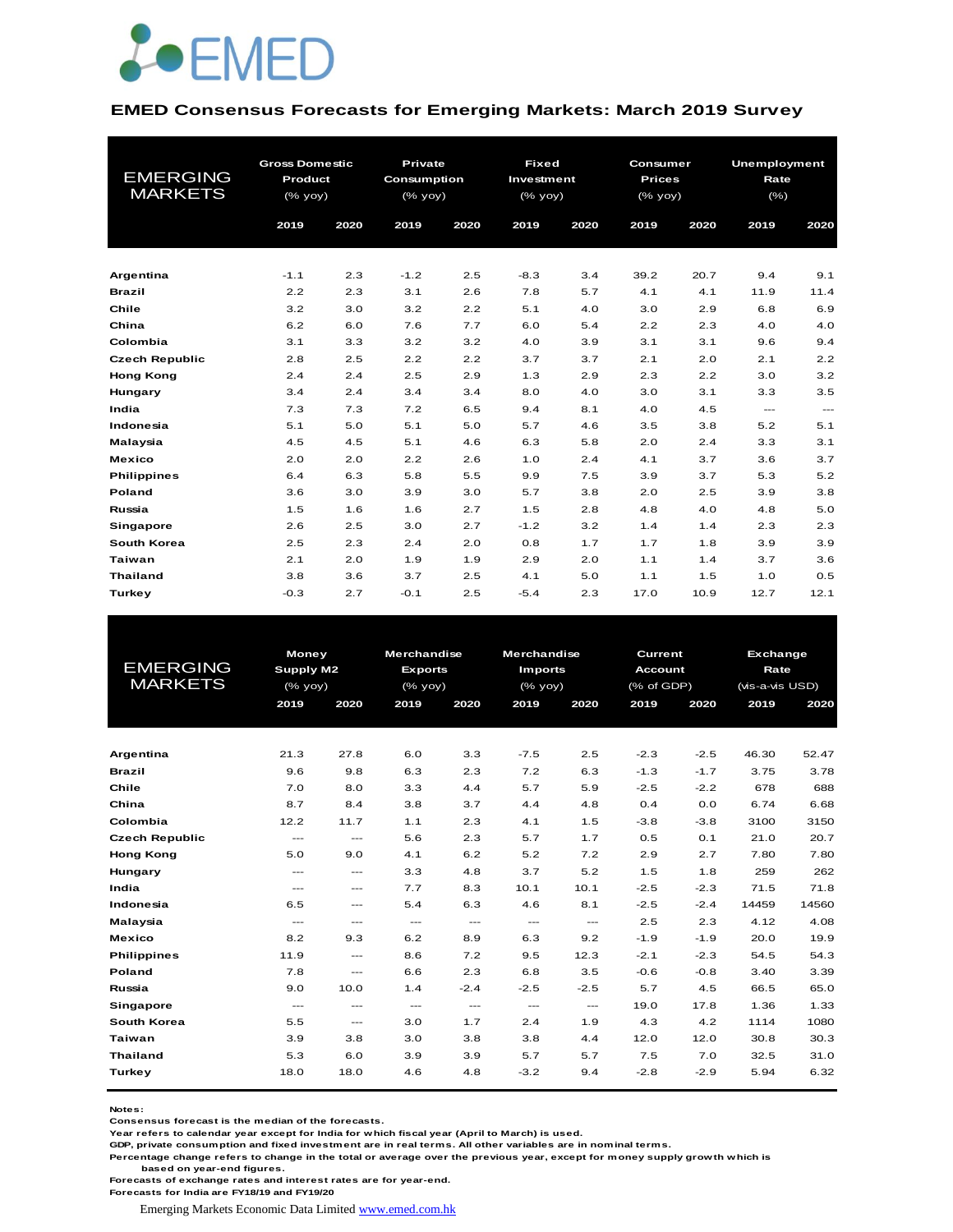EMED

## EMED Consensus Forecasts for Emerging Markets: March 2019 Survey

| EMERGING MARKETS | Gross Domestic Product (% yoy) | | Private Consumption (% yoy) | | Fixed Investment (% yoy) | | Consumer Prices (% yoy) | | Unemployment Rate (%) | |
|---|---|---|---|---|---|---|---|---|---|---|
| | 2019 | 2020 | 2019 | 2020 | 2019 | 2020 | 2019 | 2020 | 2019 | 2020 |
| **Argentina** | -1.1 | 2.3 | -1.2 | 2.5 | -8.3 | 3.4 | 39.2 | 20.7 | 9.4 | 9.1 |
| **Brazil** | 2.2 | 2.3 | 3.1 | 2.6 | 7.8 | 5.7 | 4.1 | 4.1 | 11.9 | 11.4 |
| **Chile** | 3.2 | 3.0 | 3.2 | 2.2 | 5.1 | 4.0 | 3.0 | 2.9 | 6.8 | 6.9 |
| **China** | 6.2 | 6.0 | 7.6 | 7.7 | 6.0 | 5.4 | 2.2 | 2.3 | 4.0 | 4.0 |
| **Colombia** | 3.1 | 3.3 | 3.2 | 3.2 | 4.0 | 3.9 | 3.1 | 3.1 | 9.6 | 9.4 |
| **Czech Republic** | 2.8 | 2.5 | 2.2 | 2.2 | 3.7 | 3.7 | 2.1 | 2.0 | 2.1 | 2.2 |
| **Hong Kong** | 2.4 | 2.4 | 2.5 | 2.9 | 1.3 | 2.9 | 2.3 | 2.2 | 3.0 | 3.2 |
| **Hungary** | 3.4 | 2.4 | 3.4 | 3.4 | 8.0 | 4.0 | 3.0 | 3.1 | 3.3 | 3.5 |
| **India** | 7.3 | 7.3 | 7.2 | 6.5 | 9.4 | 8.1 | 4.0 | 4.5 | --- | --- |
| **Indonesia** | 5.1 | 5.0 | 5.1 | 5.0 | 5.7 | 4.6 | 3.5 | 3.8 | 5.2 | 5.1 |
| **Malaysia** | 4.5 | 4.5 | 5.1 | 4.6 | 6.3 | 5.8 | 2.0 | 2.4 | 3.3 | 3.1 |
| **Mexico** | 2.0 | 2.0 | 2.2 | 2.6 | 1.0 | 2.4 | 4.1 | 3.7 | 3.6 | 3.7 |
| **Philippines** | 6.4 | 6.3 | 5.8 | 5.5 | 9.9 | 7.5 | 3.9 | 3.7 | 5.3 | 5.2 |
| **Poland** | 3.6 | 3.0 | 3.9 | 3.0 | 5.7 | 3.8 | 2.0 | 2.5 | 3.9 | 3.8 |
| **Russia** | 1.5 | 1.6 | 1.6 | 2.7 | 1.5 | 2.8 | 4.8 | 4.0 | 4.8 | 5.0 |
| **Singapore** | 2.6 | 2.5 | 3.0 | 2.7 | -1.2 | 3.2 | 1.4 | 1.4 | 2.3 | 2.3 |
| **South Korea** | 2.5 | 2.3 | 2.4 | 2.0 | 0.8 | 1.7 | 1.7 | 1.8 | 3.9 | 3.9 |
| **Taiwan** | 2.1 | 2.0 | 1.9 | 1.9 | 2.9 | 2.0 | 1.1 | 1.4 | 3.7 | 3.6 |
| **Thailand** | 3.8 | 3.6 | 3.7 | 2.5 | 4.1 | 5.0 | 1.1 | 1.5 | 1.0 | 0.5 |
| **Turkey** | -0.3 | 2.7 | -0.1 | 2.5 | -5.4 | 2.3 | 17.0 | 10.9 | 12.7 | 12.1 |

| EMERGING MARKETS | Money Supply M2 (% yoy) | | Merchandise Exports (% yoy) | | Merchandise Imports (% yoy) | | Current Account (% of GDP) | | Exchange Rate (vis-a-vis USD) | |
|---|---|---|---|---|---|---|---|---|---|---|
| | 2019 | 2020 | 2019 | 2020 | 2019 | 2020 | 2019 | 2020 | 2019 | 2020 |
| **Argentina** | 21.3 | 27.8 | 6.0 | 3.3 | -7.5 | 2.5 | -2.3 | -2.5 | 46.30 | 52.47 |
| **Brazil** | 9.6 | 9.8 | 6.3 | 2.3 | 7.2 | 6.3 | -1.3 | -1.7 | 3.75 | 3.78 |
| **Chile** | 7.0 | 8.0 | 3.3 | 4.4 | 5.7 | 5.9 | -2.5 | -2.2 | 678 | 688 |
| **China** | 8.7 | 8.4 | 3.8 | 3.7 | 4.4 | 4.8 | 0.4 | 0.0 | 6.74 | 6.68 |
| **Colombia** | 12.2 | 11.7 | 1.1 | 2.3 | 4.1 | 1.5 | -3.8 | -3.8 | 3100 | 3150 |
| **Czech Republic** | --- | --- | 5.6 | 2.3 | 5.7 | 1.7 | 0.5 | 0.1 | 21.0 | 20.7 |
| **Hong Kong** | 5.0 | 9.0 | 4.1 | 6.2 | 5.2 | 7.2 | 2.9 | 2.7 | 7.80 | 7.80 |
| **Hungary** | --- | --- | 3.3 | 4.8 | 3.7 | 5.2 | 1.5 | 1.8 | 259 | 262 |
| **India** | --- | --- | 7.7 | 8.3 | 10.1 | 10.1 | -2.5 | -2.3 | 71.5 | 71.8 |
| **Indonesia** | 6.5 | --- | 5.4 | 6.3 | 4.6 | 8.1 | -2.5 | -2.4 | 14459 | 14560 |
| **Malaysia** | --- | --- | --- | --- | --- | --- | 2.5 | 2.3 | 4.12 | 4.08 |
| **Mexico** | 8.2 | 9.3 | 6.2 | 8.9 | 6.3 | 9.2 | -1.9 | -1.9 | 20.0 | 19.9 |
| **Philippines** | 11.9 | --- | 8.6 | 7.2 | 9.5 | 12.3 | -2.1 | -2.3 | 54.5 | 54.3 |
| **Poland** | 7.8 | --- | 6.6 | 2.3 | 6.8 | 3.5 | -0.6 | -0.8 | 3.40 | 3.39 |
| **Russia** | 9.0 | 10.0 | 1.4 | -2.4 | -2.5 | -2.5 | 5.7 | 4.5 | 66.5 | 65.0 |
| **Singapore** | --- | --- | --- | --- | --- | --- | 19.0 | 17.8 | 1.36 | 1.33 |
| **South Korea** | 5.5 | --- | 3.0 | 1.7 | 2.4 | 1.9 | 4.3 | 4.2 | 1114 | 1080 |
| **Taiwan** | 3.9 | 3.8 | 3.0 | 3.8 | 3.8 | 4.4 | 12.0 | 12.0 | 30.8 | 30.3 |
| **Thailand** | 5.3 | 6.0 | 3.9 | 3.9 | 5.7 | 5.7 | 7.5 | 7.0 | 32.5 | 31.0 |
| **Turkey** | 18.0 | 18.0 | 4.6 | 4.8 | -3.2 | 9.4 | -2.8 | -2.9 | 5.94 | 6.32 |

**Notes:**
**Consensus forecast is the median of the forecasts.**
**Year refers to calendar year except for India for which fiscal year (April to March) is used.**
**GDP, private consumption and fixed investment are in real terms. All other variables are in nominal terms.**
**Percentage change refers to change in the total or average over the previous year, except for money supply growth which is based on year-end figures.**
**Forecasts of exchange rates and interest rates are for year-end.**
**Forecasts for India are FY18/19 and FY19/20**

Emerging Markets Economic Data Limited [www.emed.com.hk](http://www.emed.com.hk)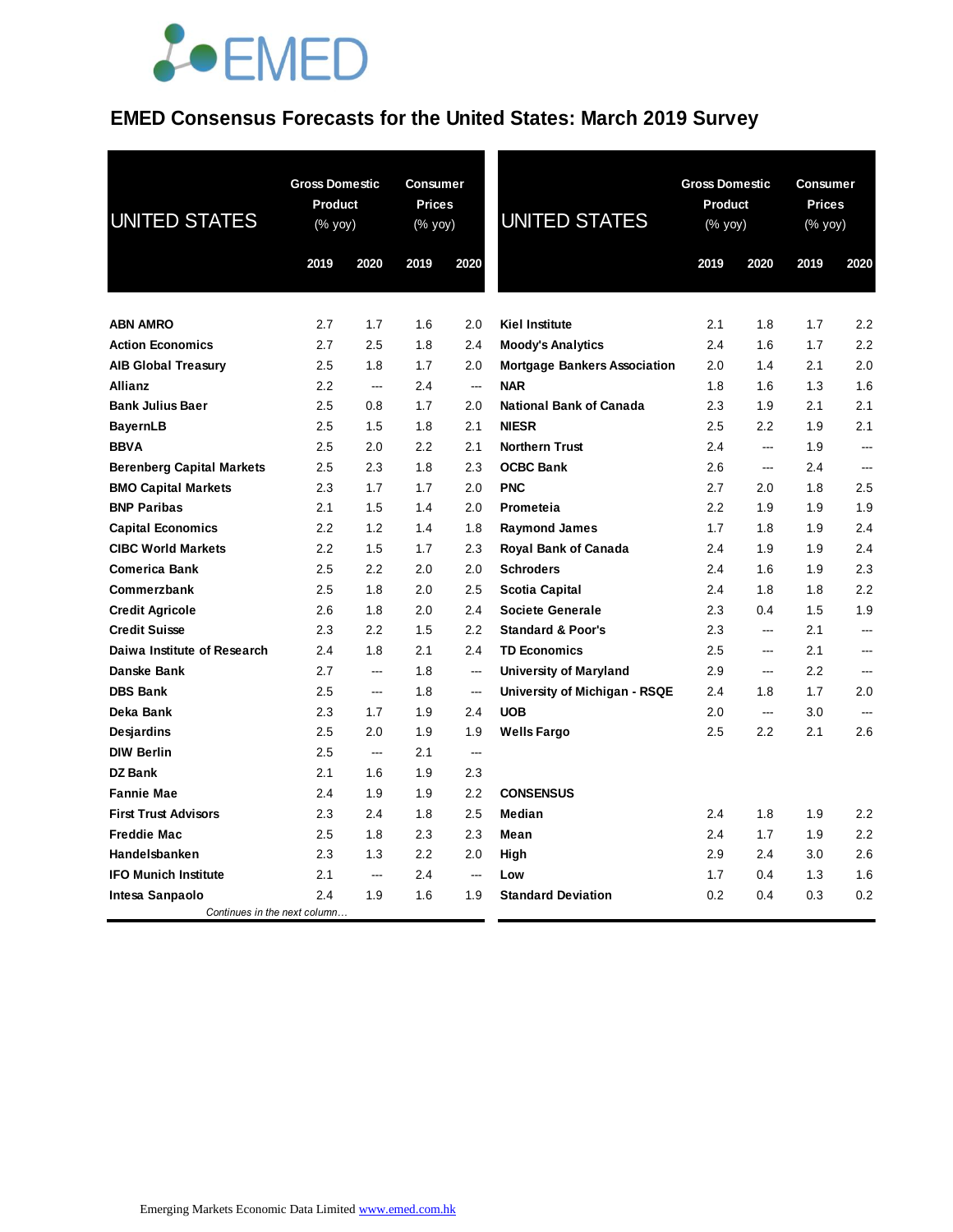EMED

# EMED Consensus Forecasts for the United States: March 2019 Survey

| UNITED STATES | Gross Domestic Product (% yoy) | | Consumer Prices (% yoy) | |
|---|---|---|---|---|
| | 2019 | 2020 | 2019 | 2020 |
| **ABN AMRO** | 2.7 | 1.7 | 1.6 | 2.0 |
| **Action Economics** | 2.7 | 2.5 | 1.8 | 2.4 |
| **AIB Global Treasury** | 2.5 | 1.8 | 1.7 | 2.0 |
| **Allianz** | 2.2 | --- | 2.4 | --- |
| **Bank Julius Baer** | 2.5 | 0.8 | 1.7 | 2.0 |
| **BayernLB** | 2.5 | 1.5 | 1.8 | 2.1 |
| **BBVA** | 2.5 | 2.0 | 2.2 | 2.1 |
| **Berenberg Capital Markets** | 2.5 | 2.3 | 1.8 | 2.3 |
| **BMO Capital Markets** | 2.3 | 1.7 | 1.7 | 2.0 |
| **BNP Paribas** | 2.1 | 1.5 | 1.4 | 2.0 |
| **Capital Economics** | 2.2 | 1.2 | 1.4 | 1.8 |
| **CIBC World Markets** | 2.2 | 1.5 | 1.7 | 2.3 |
| **Comerica Bank** | 2.5 | 2.2 | 2.0 | 2.0 |
| **Commerzbank** | 2.5 | 1.8 | 2.0 | 2.5 |
| **Credit Agricole** | 2.6 | 1.8 | 2.0 | 2.4 |
| **Credit Suisse** | 2.3 | 2.2 | 1.5 | 2.2 |
| **Daiwa Institute of Research** | 2.4 | 1.8 | 2.1 | 2.4 |
| **Danske Bank** | 2.7 | --- | 1.8 | --- |
| **DBS Bank** | 2.5 | --- | 1.8 | --- |
| **Deka Bank** | 2.3 | 1.7 | 1.9 | 2.4 |
| **Desjardins** | 2.5 | 2.0 | 1.9 | 1.9 |
| **DIW Berlin** | 2.5 | --- | 2.1 | --- |
| **DZ Bank** | 2.1 | 1.6 | 1.9 | 2.3 |
| **Fannie Mae** | 2.4 | 1.9 | 1.9 | 2.2 |
| **First Trust Advisors** | 2.3 | 2.4 | 1.8 | 2.5 |
| **Freddie Mac** | 2.5 | 1.8 | 2.3 | 2.3 |
| **Handelsbanken** | 2.3 | 1.3 | 2.2 | 2.0 |
| **IFO Munich Institute** | 2.1 | --- | 2.4 | --- |
| **Intesa Sanpaolo** | 2.4 | 1.9 | 1.6 | 1.9 |
| **Kiel Institute** | 2.1 | 1.8 | 1.7 | 2.2 |
| **Moody's Analytics** | 2.4 | 1.6 | 1.7 | 2.2 |
| **Mortgage Bankers Association** | 2.0 | 1.4 | 2.1 | 2.0 |
| **NAR** | 1.8 | 1.6 | 1.3 | 1.6 |
| **National Bank of Canada** | 2.3 | 1.9 | 2.1 | 2.1 |
| **NIESR** | 2.5 | 2.2 | 1.9 | 2.1 |
| **Northern Trust** | 2.4 | --- | 1.9 | --- |
| **OCBC Bank** | 2.6 | --- | 2.4 | --- |
| **PNC** | 2.7 | 2.0 | 1.8 | 2.5 |
| **Prometeia** | 2.2 | 1.9 | 1.9 | 1.9 |
| **Raymond James** | 1.7 | 1.8 | 1.9 | 2.4 |
| **Royal Bank of Canada** | 2.4 | 1.9 | 1.9 | 2.4 |
| **Schroders** | 2.4 | 1.6 | 1.9 | 2.3 |
| **Scotia Capital** | 2.4 | 1.8 | 1.8 | 2.2 |
| **Societe Generale** | 2.3 | 0.4 | 1.5 | 1.9 |
| **Standard & Poor's** | 2.3 | --- | 2.1 | --- |
| **TD Economics** | 2.5 | --- | 2.1 | --- |
| **University of Maryland** | 2.9 | --- | 2.2 | --- |
| **University of Michigan - RSQE** | 2.4 | 1.8 | 1.7 | 2.0 |
| **UOB** | 2.0 | --- | 3.0 | --- |
| **Wells Fargo** | 2.5 | 2.2 | 2.1 | 2.6 |
| **CONSENSUS** | | | | |
| **Median** | 2.4 | 1.8 | 1.9 | 2.2 |
| **Mean** | 2.4 | 1.7 | 1.9 | 2.2 |
| **High** | 2.9 | 2.4 | 3.0 | 2.6 |
| **Low** | 1.7 | 0.4 | 1.3 | 1.6 |
| **Standard Deviation** | 0.2 | 0.4 | 0.3 | 0.2 |

*Continues in the next column…*

Emerging Markets Economic Data Limited www.emed.com.hk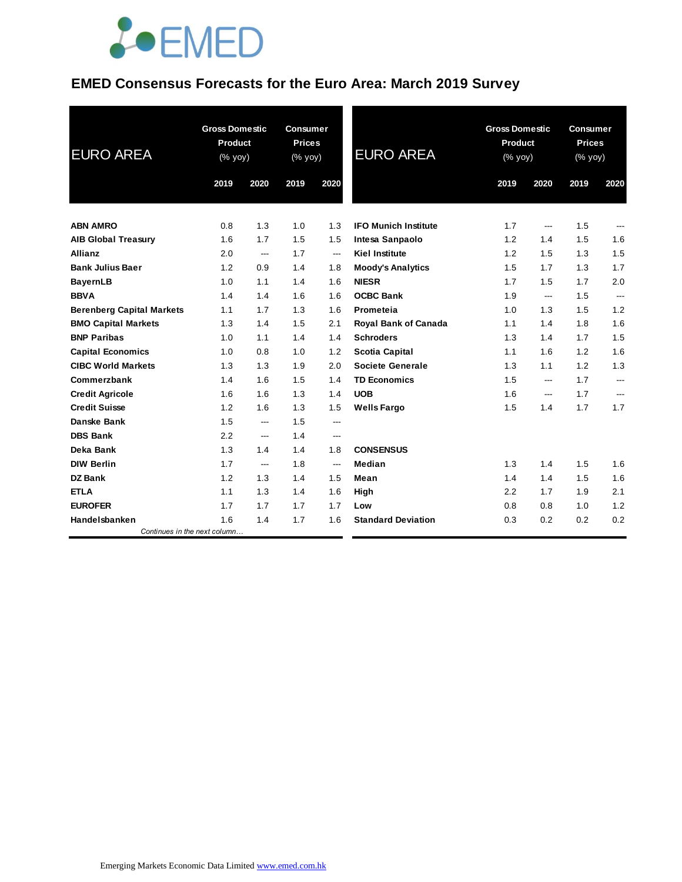# EMED Consensus Forecasts for the Euro Area: March 2019 Survey

| EURO AREA | Gross Domestic Product (% yoy) | | Consumer Prices (% yoy) | |
|---|---|---|---|---|
| | 2019 | 2020 | 2019 | 2020 |
| **ABN AMRO** | 0.8 | 1.3 | 1.0 | 1.3 |
| **AIB Global Treasury** | 1.6 | 1.7 | 1.5 | 1.5 |
| **Allianz** | 2.0 | --- | 1.7 | --- |
| **Bank Julius Baer** | 1.2 | 0.9 | 1.4 | 1.8 |
| **BayernLB** | 1.0 | 1.1 | 1.4 | 1.6 |
| **BBVA** | 1.4 | 1.4 | 1.6 | 1.6 |
| **Berenberg Capital Markets** | 1.1 | 1.7 | 1.3 | 1.6 |
| **BMO Capital Markets** | 1.3 | 1.4 | 1.5 | 2.1 |
| **BNP Paribas** | 1.0 | 1.1 | 1.4 | 1.4 |
| **Capital Economics** | 1.0 | 0.8 | 1.0 | 1.2 |
| **CIBC World Markets** | 1.3 | 1.3 | 1.9 | 2.0 |
| **Commerzbank** | 1.4 | 1.6 | 1.5 | 1.4 |
| **Credit Agricole** | 1.6 | 1.6 | 1.3 | 1.4 |
| **Credit Suisse** | 1.2 | 1.6 | 1.3 | 1.5 |
| **Danske Bank** | 1.5 | --- | 1.5 | --- |
| **DBS Bank** | 2.2 | --- | 1.4 | --- |
| **Deka Bank** | 1.3 | 1.4 | 1.4 | 1.8 |
| **DIW Berlin** | 1.7 | --- | 1.8 | --- |
| **DZ Bank** | 1.2 | 1.3 | 1.4 | 1.5 |
| **ETLA** | 1.1 | 1.3 | 1.4 | 1.6 |
| **EUROFER** | 1.7 | 1.7 | 1.7 | 1.7 |
| **Handelsbanken** | 1.6 | 1.4 | 1.7 | 1.6 |
| **IFO Munich Institute** | 1.7 | --- | 1.5 | --- |
| **Intesa Sanpaolo** | 1.2 | 1.4 | 1.5 | 1.6 |
| **Kiel Institute** | 1.2 | 1.5 | 1.3 | 1.5 |
| **Moody's Analytics** | 1.5 | 1.7 | 1.3 | 1.7 |
| **NIESR** | 1.7 | 1.5 | 1.7 | 2.0 |
| **OCBC Bank** | 1.9 | --- | 1.5 | --- |
| **Prometeia** | 1.0 | 1.3 | 1.5 | 1.2 |
| **Royal Bank of Canada** | 1.1 | 1.4 | 1.8 | 1.6 |
| **Schroders** | 1.3 | 1.4 | 1.7 | 1.5 |
| **Scotia Capital** | 1.1 | 1.6 | 1.2 | 1.6 |
| **Societe Generale** | 1.3 | 1.1 | 1.2 | 1.3 |
| **TD Economics** | 1.5 | --- | 1.7 | --- |
| **UOB** | 1.6 | --- | 1.7 | --- |
| **Wells Fargo** | 1.5 | 1.4 | 1.7 | 1.7 |
| **CONSENSUS** | | | | |
| **Median** | 1.3 | 1.4 | 1.5 | 1.6 |
| **Mean** | 1.4 | 1.4 | 1.5 | 1.6 |
| **High** | 2.2 | 1.7 | 1.9 | 2.1 |
| **Low** | 0.8 | 0.8 | 1.0 | 1.2 |
| **Standard Deviation** | 0.3 | 0.2 | 0.2 | 0.2 |

*Continues in the next column…*

Emerging Markets Economic Data Limited www.emed.com.hk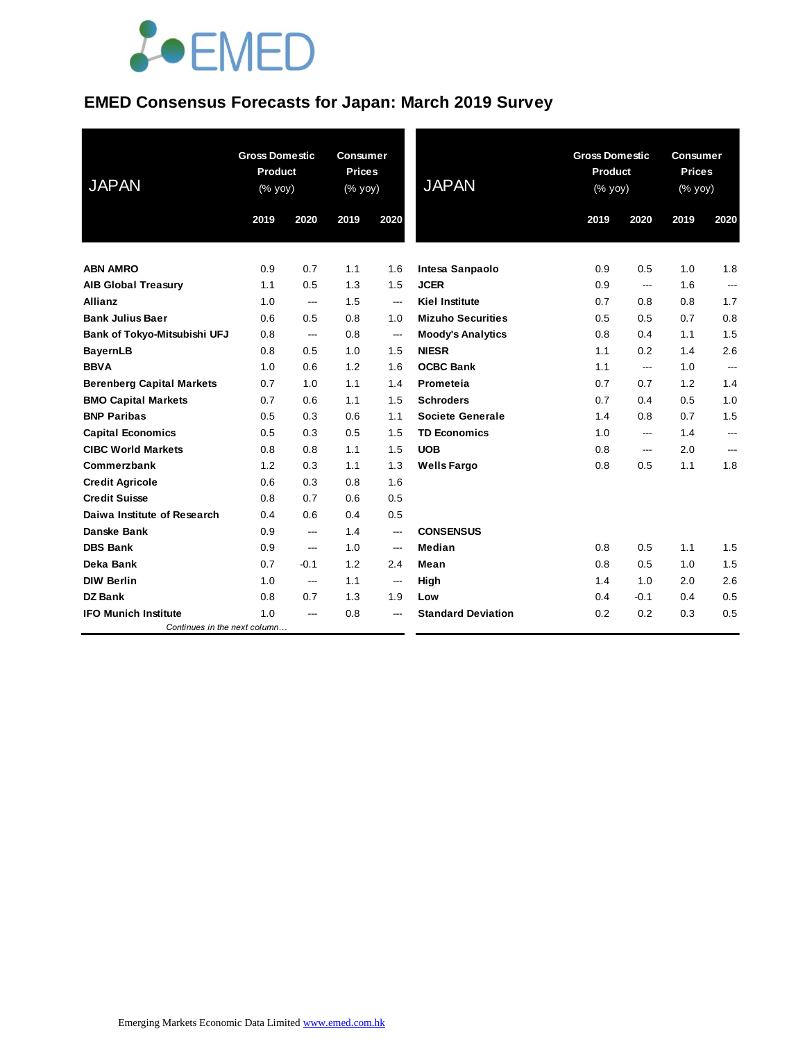# EMED Consensus Forecasts for Japan: March 2019 Survey

| JAPAN | Gross Domestic Product (% yoy) | | Consumer Prices (% yoy) | |
|---|---|---|---|---|
| | 2019 | 2020 | 2019 | 2020 |
| ABN AMRO | 0.9 | 0.7 | 1.1 | 1.6 |
| AIB Global Treasury | 1.1 | 0.5 | 1.3 | 1.5 |
| Allianz | 1.0 | --- | 1.5 | --- |
| Bank Julius Baer | 0.6 | 0.5 | 0.8 | 1.0 |
| Bank of Tokyo-Mitsubishi UFJ | 0.8 | --- | 0.8 | --- |
| BayernLB | 0.8 | 0.5 | 1.0 | 1.5 |
| BBVA | 1.0 | 0.6 | 1.2 | 1.6 |
| Berenberg Capital Markets | 0.7 | 1.0 | 1.1 | 1.4 |
| BMO Capital Markets | 0.7 | 0.6 | 1.1 | 1.5 |
| BNP Paribas | 0.5 | 0.3 | 0.6 | 1.1 |
| Capital Economics | 0.5 | 0.3 | 0.5 | 1.5 |
| CIBC World Markets | 0.8 | 0.8 | 1.1 | 1.5 |
| Commerzbank | 1.2 | 0.3 | 1.1 | 1.3 |
| Credit Agricole | 0.6 | 0.3 | 0.8 | 1.6 |
| Credit Suisse | 0.8 | 0.7 | 0.6 | 0.5 |
| Daiwa Institute of Research | 0.4 | 0.6 | 0.4 | 0.5 |
| Danske Bank | 0.9 | --- | 1.4 | --- |
| DBS Bank | 0.9 | --- | 1.0 | --- |
| Deka Bank | 0.7 | -0.1 | 1.2 | 2.4 |
| DIW Berlin | 1.0 | --- | 1.1 | --- |
| DZ Bank | 0.8 | 0.7 | 1.3 | 1.9 |
| IFO Munich Institute | 1.0 | --- | 0.8 | --- |
| Intesa Sanpaolo | 0.9 | 0.5 | 1.0 | 1.8 |
| JCER | 0.9 | --- | 1.6 | --- |
| Kiel Institute | 0.7 | 0.8 | 0.8 | 1.7 |
| Mizuho Securities | 0.5 | 0.5 | 0.7 | 0.8 |
| Moody's Analytics | 0.8 | 0.4 | 1.1 | 1.5 |
| NIESR | 1.1 | 0.2 | 1.4 | 2.6 |
| OCBC Bank | 1.1 | --- | 1.0 | --- |
| Prometeia | 0.7 | 0.7 | 1.2 | 1.4 |
| Schroders | 0.7 | 0.4 | 0.5 | 1.0 |
| Societe Generale | 1.4 | 0.8 | 0.7 | 1.5 |
| TD Economics | 1.0 | --- | 1.4 | --- |
| UOB | 0.8 | --- | 2.0 | --- |
| Wells Fargo | 0.8 | 0.5 | 1.1 | 1.8 |
| **CONSENSUS** | | | | |
| Median | 0.8 | 0.5 | 1.1 | 1.5 |
| Mean | 0.8 | 0.5 | 1.0 | 1.5 |
| High | 1.4 | 1.0 | 2.0 | 2.6 |
| Low | 0.4 | -0.1 | 0.4 | 0.5 |
| Standard Deviation | 0.2 | 0.2 | 0.3 | 0.5 |

*Continues in the next column…*

Emerging Markets Economic Data Limited www.emed.com.hk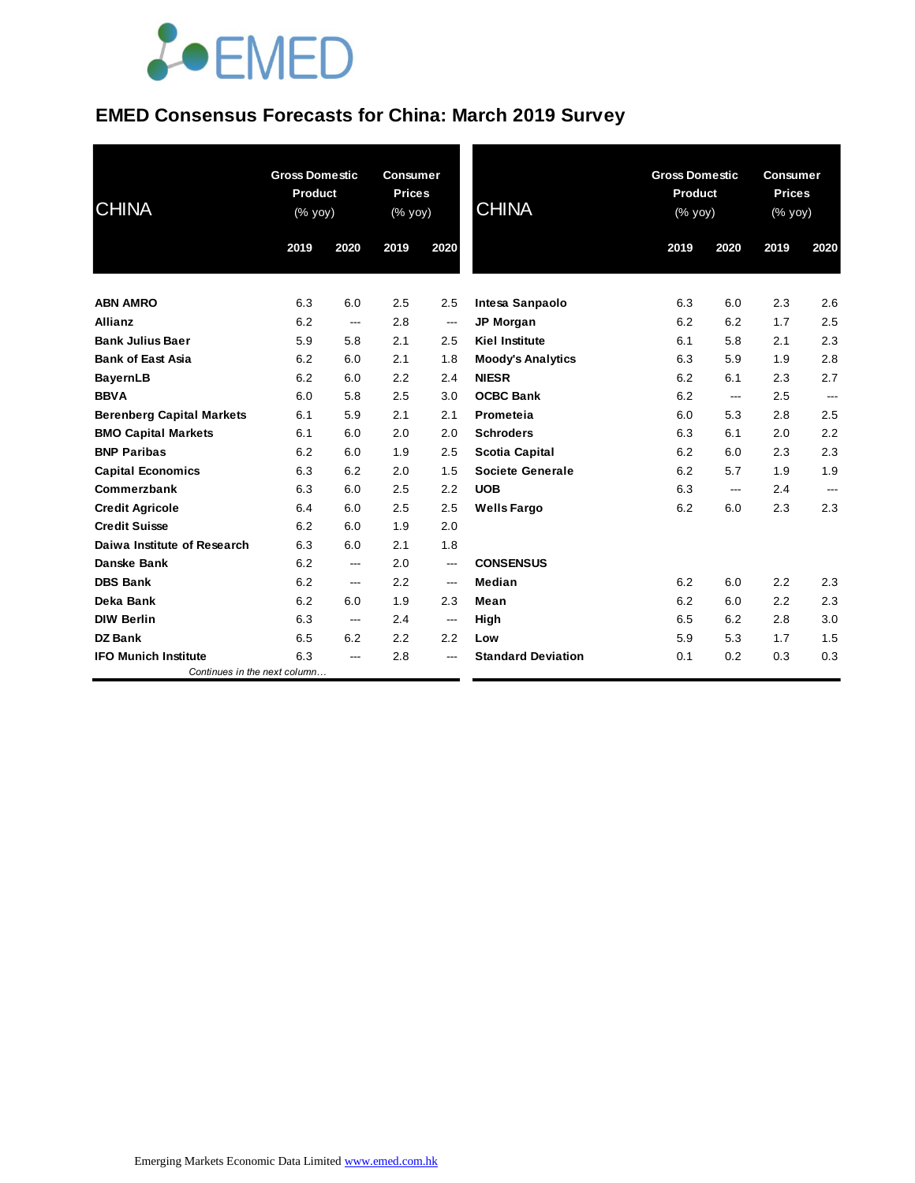# EMED Consensus Forecasts for China: March 2019 Survey

| CHINA | Gross Domestic Product (% yoy) | | Consumer Prices (% yoy) | |
|---|---|---|---|---|
| | 2019 | 2020 | 2019 | 2020 |
| **ABN AMRO** | 6.3 | 6.0 | 2.5 | 2.5 |
| **Allianz** | 6.2 | --- | 2.8 | --- |
| **Bank Julius Baer** | 5.9 | 5.8 | 2.1 | 2.5 |
| **Bank of East Asia** | 6.2 | 6.0 | 2.1 | 1.8 |
| **BayernLB** | 6.2 | 6.0 | 2.2 | 2.4 |
| **BBVA** | 6.0 | 5.8 | 2.5 | 3.0 |
| **Berenberg Capital Markets** | 6.1 | 5.9 | 2.1 | 2.1 |
| **BMO Capital Markets** | 6.1 | 6.0 | 2.0 | 2.0 |
| **BNP Paribas** | 6.2 | 6.0 | 1.9 | 2.5 |
| **Capital Economics** | 6.3 | 6.2 | 2.0 | 1.5 |
| **Commerzbank** | 6.3 | 6.0 | 2.5 | 2.2 |
| **Credit Agricole** | 6.4 | 6.0 | 2.5 | 2.5 |
| **Credit Suisse** | 6.2 | 6.0 | 1.9 | 2.0 |
| **Daiwa Institute of Research** | 6.3 | 6.0 | 2.1 | 1.8 |
| **Danske Bank** | 6.2 | --- | 2.0 | --- |
| **DBS Bank** | 6.2 | --- | 2.2 | --- |
| **Deka Bank** | 6.2 | 6.0 | 1.9 | 2.3 |
| **DIW Berlin** | 6.3 | --- | 2.4 | --- |
| **DZ Bank** | 6.5 | 6.2 | 2.2 | 2.2 |
| **IFO Munich Institute** | 6.3 | --- | 2.8 | --- |
| **Intesa Sanpaolo** | 6.3 | 6.0 | 2.3 | 2.6 |
| **JP Morgan** | 6.2 | 6.2 | 1.7 | 2.5 |
| **Kiel Institute** | 6.1 | 5.8 | 2.1 | 2.3 |
| **Moody's Analytics** | 6.3 | 5.9 | 1.9 | 2.8 |
| **NIESR** | 6.2 | 6.1 | 2.3 | 2.7 |
| **OCBC Bank** | 6.2 | --- | 2.5 | --- |
| **Prometeia** | 6.0 | 5.3 | 2.8 | 2.5 |
| **Schroders** | 6.3 | 6.1 | 2.0 | 2.2 |
| **Scotia Capital** | 6.2 | 6.0 | 2.3 | 2.3 |
| **Societe Generale** | 6.2 | 5.7 | 1.9 | 1.9 |
| **UOB** | 6.3 | --- | 2.4 | --- |
| **Wells Fargo** | 6.2 | 6.0 | 2.3 | 2.3 |
| **CONSENSUS** | | | | |
| **Median** | 6.2 | 6.0 | 2.2 | 2.3 |
| **Mean** | 6.2 | 6.0 | 2.2 | 2.3 |
| **High** | 6.5 | 6.2 | 2.8 | 3.0 |
| **Low** | 5.9 | 5.3 | 1.7 | 1.5 |
| **Standard Deviation** | 0.1 | 0.2 | 0.3 | 0.3 |

Emerging Markets Economic Data Limited www.emed.com.hk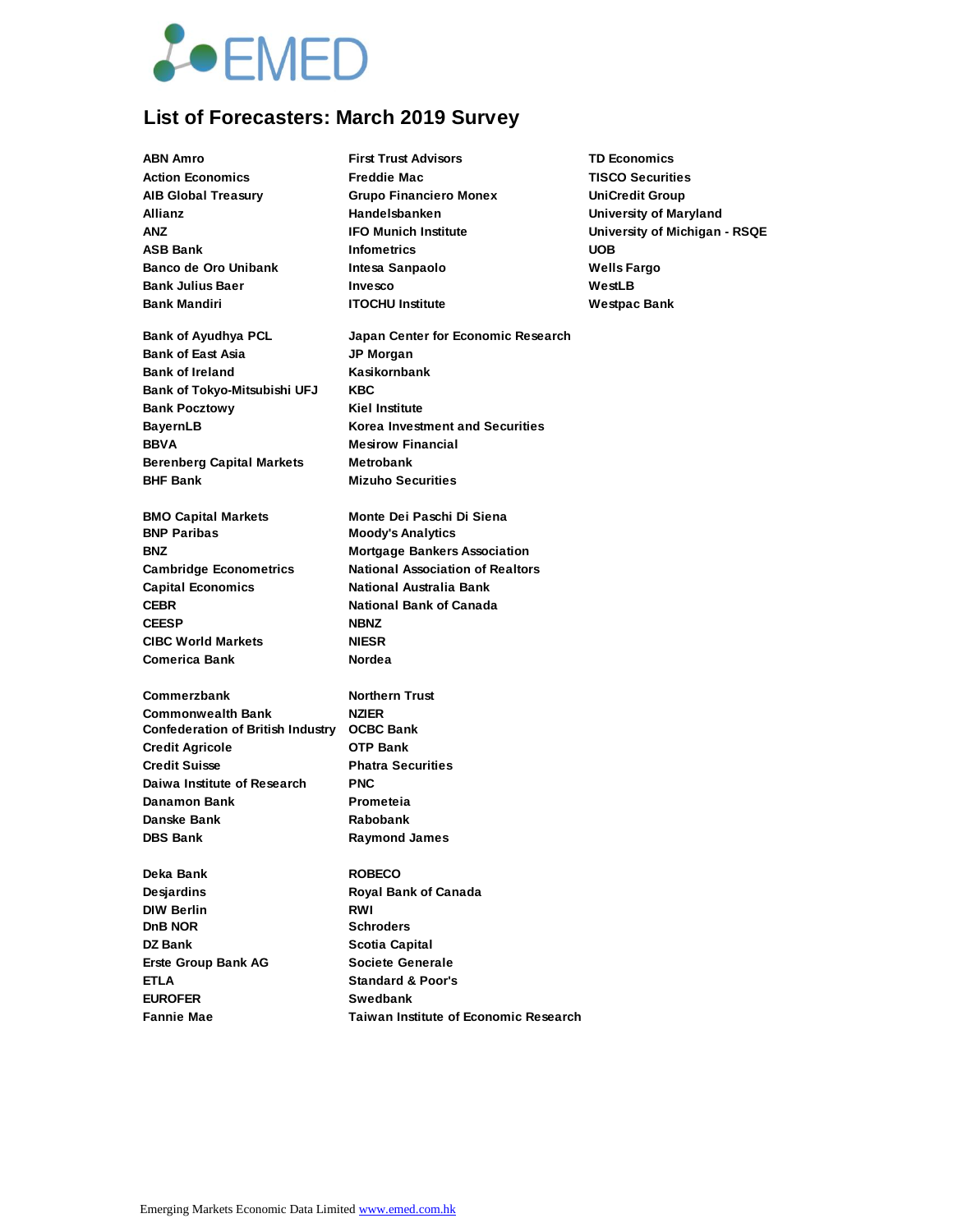EMED

## List of Forecasters: March 2019 Survey

**ABN Amro**
**Action Economics**
**AIB Global Treasury**
**Allianz**
**ANZ**
**ASB Bank**
**Banco de Oro Unibank**
**Bank Julius Baer**
**Bank Mandiri**

**Bank of Ayudhya PCL**
**Bank of East Asia**
**Bank of Ireland**
**Bank of Tokyo-Mitsubishi UFJ**
**Bank Pocztowy**
**BayernLB**
**BBVA**
**Berenberg Capital Markets**
**BHF Bank**

**BMO Capital Markets**
**BNP Paribas**
**BNZ**
**Cambridge Econometrics**
**Capital Economics**
**CEBR**
**CEESP**
**CIBC World Markets**
**Comerica Bank**

**Commerzbank**
**Commonwealth Bank**
**Confederation of British Industry**
**Credit Agricole**
**Credit Suisse**
**Daiwa Institute of Research**
**Danamon Bank**
**Danske Bank**
**DBS Bank**

**Deka Bank**
**Desjardins**
**DIW Berlin**
**DnB NOR**
**DZ Bank**
**Erste Group Bank AG**
**ETLA**
**EUROFER**
**Fannie Mae**

**First Trust Advisors**
**Freddie Mac**
**Grupo Financiero Monex**
**Handelsbanken**
**IFO Munich Institute**
**Infometrics**
**Intesa Sanpaolo**
**Invesco**
**ITOCHU Institute**

**Japan Center for Economic Research**
**JP Morgan**
**Kasikornbank**
**KBC**
**Kiel Institute**
**Korea Investment and Securities**
**Mesirow Financial**
**Metrobank**
**Mizuho Securities**

**Monte Dei Paschi Di Siena**
**Moody's Analytics**
**Mortgage Bankers Association**
**National Association of Realtors**
**National Australia Bank**
**National Bank of Canada**
**NBNZ**
**NIESR**
**Nordea**

**Northern Trust**
**NZIER**
**OCBC Bank**
**OTP Bank**
**Phatra Securities**
**PNC**
**Prometeia**
**Rabobank**
**Raymond James**

**ROBECO**
**Royal Bank of Canada**
**RWI**
**Schroders**
**Scotia Capital**
**Societe Generale**
**Standard & Poor's**
**Swedbank**
**Taiwan Institute of Economic Research**

**TD Economics**
**TISCO Securities**
**UniCredit Group**
**University of Maryland**
**University of Michigan - RSQE**
**UOB**
**Wells Fargo**
**WestLB**
**Westpac Bank**

Emerging Markets Economic Data Limited www.emed.com.hk